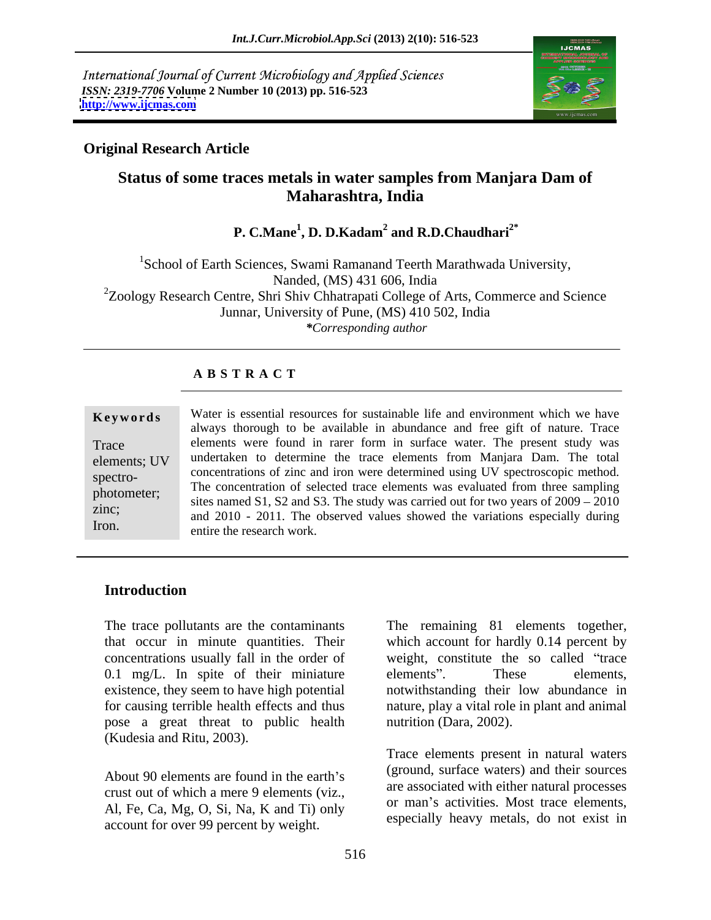International Journal of Current Microbiology and Applied Sciences
*ISSN: 2319-7706* **Volume 2 Number 10 (2013) pp. 516-523**
**http://www.ijcmas.com**

**Original Research Article**

# Status of some traces metals in water samples from Manjara Dam of Maharashtra, India

**P. C.Mane[1], D. D.Kadam[2] and R.D.Chaudhari[2*]**

[1]School of Earth Sciences, Swami Ramanand Teerth Marathwada University, Nanded, (MS) 431 606, India
[2]Zoology Research Centre, Shri Shiv Chhatrapati College of Arts, Commerce and Science Junnar, University of Pune, (MS) 410 502, India
*\*Corresponding author*

## ABSTRACT

**Keywords**

Trace elements; UV spectro-photometer; zinc; Iron.

Water is essential resources for sustainable life and environment which we have always thorough to be available in abundance and free gift of nature. Trace elements were found in rarer form in surface water. The present study was undertaken to determine the trace elements from Manjara Dam. The total concentrations of zinc and iron were determined using UV spectroscopic method. The concentration of selected trace elements was evaluated from three sampling sites named S1, S2 and S3. The study was carried out for two years of 2009 – 2010 and 2010 - 2011. The observed values showed the variations especially during entire the research work.

## Introduction

The trace pollutants are the contaminants that occur in minute quantities. Their concentrations usually fall in the order of 0.1 mg/L. In spite of their miniature existence, they seem to have high potential for causing terrible health effects and thus pose a great threat to public health (Kudesia and Ritu, 2003).

About 90 elements are found in the earth's crust out of which a mere 9 elements (viz., Al, Fe, Ca, Mg, O, Si, Na, K and Ti) only account for over 99 percent by weight. The remaining 81 elements together, which account for hardly 0.14 percent by weight, constitute the so called "trace elements". These elements, notwithstanding their low abundance in nature, play a vital role in plant and animal nutrition (Dara, 2002).

Trace elements present in natural waters (ground, surface waters) and their sources are associated with either natural processes or man's activities. Most trace elements, especially heavy metals, do not exist in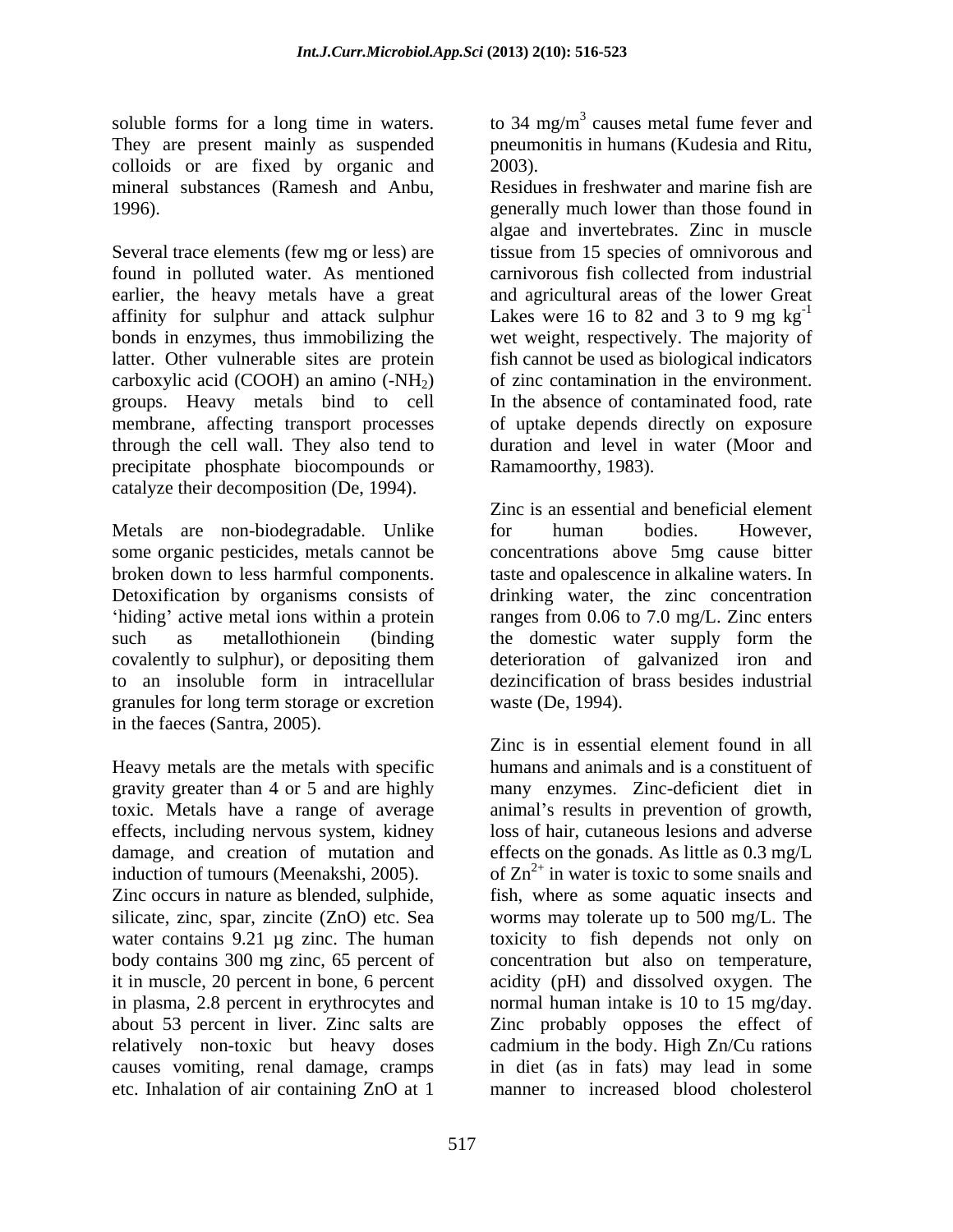soluble forms for a long time in waters. They are present mainly as suspended colloids or are fixed by organic and mineral substances (Ramesh and Anbu, 1996).

Several trace elements (few mg or less) are found in polluted water. As mentioned earlier, the heavy metals have a great affinity for sulphur and attack sulphur bonds in enzymes, thus immobilizing the latter. Other vulnerable sites are protein carboxylic acid (COOH) an amino ($-NH_2$) groups. Heavy metals bind to cell membrane, affecting transport processes through the cell wall. They also tend to precipitate phosphate biocompounds or catalyze their decomposition (De, 1994).

Metals are non-biodegradable. Unlike some organic pesticides, metals cannot be broken down to less harmful components. Detoxification by organisms consists of 'hiding' active metal ions within a protein such as metallothionein (binding covalently to sulphur), or depositing them to an insoluble form in intracellular granules for long term storage or excretion in the faeces (Santra, 2005).

Heavy metals are the metals with specific gravity greater than 4 or 5 and are highly toxic. Metals have a range of average effects, including nervous system, kidney damage, and creation of mutation and induction of tumours (Meenakshi, 2005).

Zinc occurs in nature as blended, sulphide, silicate, zinc, spar, zincite (ZnO) etc. Sea water contains 9.21 µg zinc. The human body contains 300 mg zinc, 65 percent of it in muscle, 20 percent in bone, 6 percent in plasma, 2.8 percent in erythrocytes and about 53 percent in liver. Zinc salts are relatively non-toxic but heavy doses causes vomiting, renal damage, cramps etc. Inhalation of air containing ZnO at 1 to 34 mg/m$^3$ causes metal fume fever and pneumonitis in humans (Kudesia and Ritu, 2003).

Residues in freshwater and marine fish are generally much lower than those found in algae and invertebrates. Zinc in muscle tissue from 15 species of omnivorous and carnivorous fish collected from industrial and agricultural areas of the lower Great Lakes were 16 to 82 and 3 to 9 mg kg$^{-1}$ wet weight, respectively. The majority of fish cannot be used as biological indicators of zinc contamination in the environment. In the absence of contaminated food, rate of uptake depends directly on exposure duration and level in water (Moor and Ramamoorthy, 1983).

Zinc is an essential and beneficial element for human bodies. However, concentrations above 5mg cause bitter taste and opalescence in alkaline waters. In drinking water, the zinc concentration ranges from 0.06 to 7.0 mg/L. Zinc enters the domestic water supply form the deterioration of galvanized iron and dezincification of brass besides industrial waste (De, 1994).

Zinc is in essential element found in all humans and animals and is a constituent of many enzymes. Zinc-deficient diet in animal's results in prevention of growth, loss of hair, cutaneous lesions and adverse effects on the gonads. As little as 0.3 mg/L of $Zn^{2+}$ in water is toxic to some snails and fish, where as some aquatic insects and worms may tolerate up to 500 mg/L. The toxicity to fish depends not only on concentration but also on temperature, acidity (pH) and dissolved oxygen. The normal human intake is 10 to 15 mg/day. Zinc probably opposes the effect of cadmium in the body. High Zn/Cu rations in diet (as in fats) may lead in some manner to increased blood cholesterol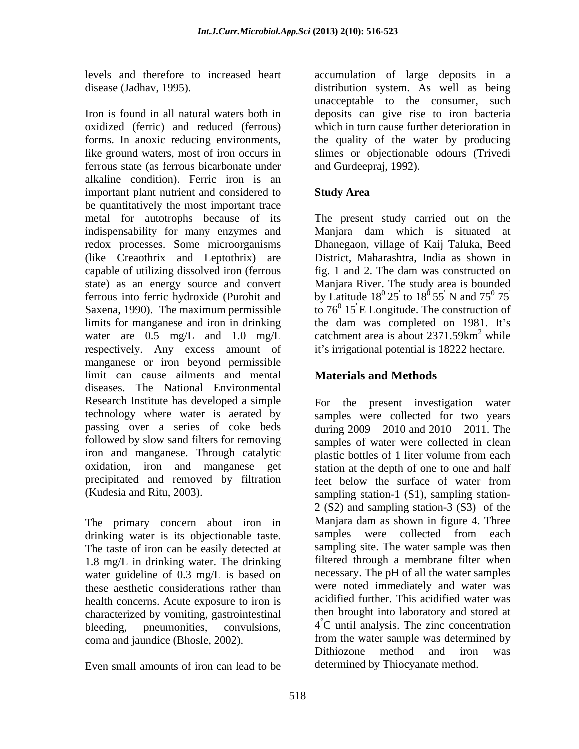levels and therefore to increased heart disease (Jadhav, 1995).

Iron is found in all natural waters both in oxidized (ferric) and reduced (ferrous) forms. In anoxic reducing environments, like ground waters, most of iron occurs in ferrous state (as ferrous bicarbonate under alkaline condition). Ferric iron is an important plant nutrient and considered to be quantitatively the most important trace metal for autotrophs because of its indispensability for many enzymes and redox processes. Some microorganisms (like Creaothrix and Leptothrix) are capable of utilizing dissolved iron (ferrous state) as an energy source and convert ferrous into ferric hydroxide (Purohit and Saxena, 1990). The maximum permissible limits for manganese and iron in drinking water are 0.5 mg/L and 1.0 mg/L respectively. Any excess amount of manganese or iron beyond permissible limit can cause ailments and mental diseases. The National Environmental Research Institute has developed a simple technology where water is aerated by passing over a series of coke beds followed by slow sand filters for removing iron and manganese. Through catalytic oxidation, iron and manganese get precipitated and removed by filtration (Kudesia and Ritu, 2003).

The primary concern about iron in drinking water is its objectionable taste. The taste of iron can be easily detected at 1.8 mg/L in drinking water. The drinking water guideline of 0.3 mg/L is based on these aesthetic considerations rather than health concerns. Acute exposure to iron is characterized by vomiting, gastrointestinal bleeding, pneumonities, convulsions, coma and jaundice (Bhosle, 2002).

Even small amounts of iron can lead to be accumulation of large deposits in a distribution system. As well as being unacceptable to the consumer, such deposits can give rise to iron bacteria which in turn cause further deterioration in the quality of the water by producing slimes or objectionable odours (Trivedi and Gurdeepraj, 1992).

**Study Area**

The present study carried out on the Manjara dam which is situated at Dhanegaon, village of Kaij Taluka, Beed District, Maharashtra, India as shown in fig. 1 and 2. The dam was constructed on Manjara River. The study area is bounded by Latitude $18^0\,25'$ to $18^0\,55'$ N and $75^0\,75'$ to $76^0\,15'$ E Longitude. The construction of the dam was completed on 1981. It's catchment area is about 2371.59km$^2$ while it's irrigational potential is 18222 hectare.

## Materials and Methods

For the present investigation water samples were collected for two years during 2009 – 2010 and 2010 – 2011. The samples of water were collected in clean plastic bottles of 1 liter volume from each station at the depth of one to one and half feet below the surface of water from sampling station-1 (S1), sampling station-2 (S2) and sampling station-3 (S3) of the Manjara dam as shown in figure 4. Three samples were collected from each sampling site. The water sample was then filtered through a membrane filter when necessary. The pH of all the water samples were noted immediately and water was acidified further. This acidified water was then brought into laboratory and stored at $4^\circ$C until analysis. The zinc concentration from the water sample was determined by Dithiozone method and iron was determined by Thiocyanate method.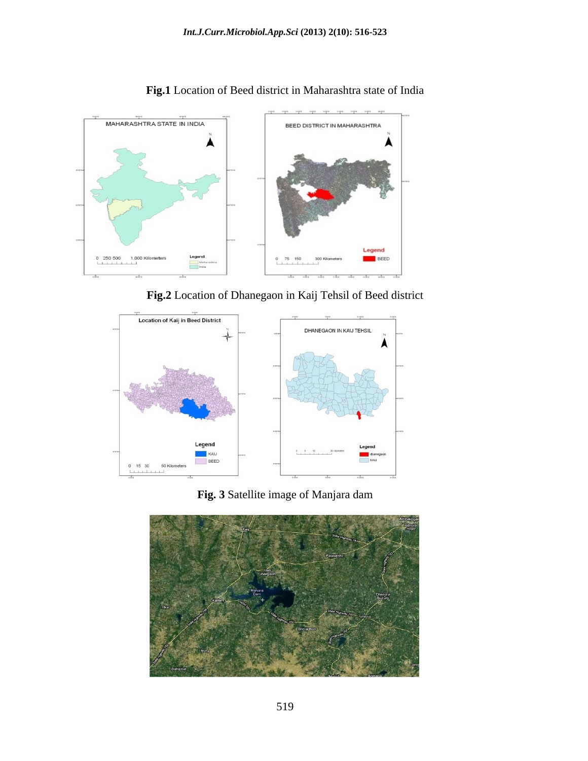**Fig.1** Location of Beed district in Maharashtra state of India

**Fig.2** Location of Dhanegaon in Kaij Tehsil of Beed district

**Fig. 3** Satellite image of Manjara dam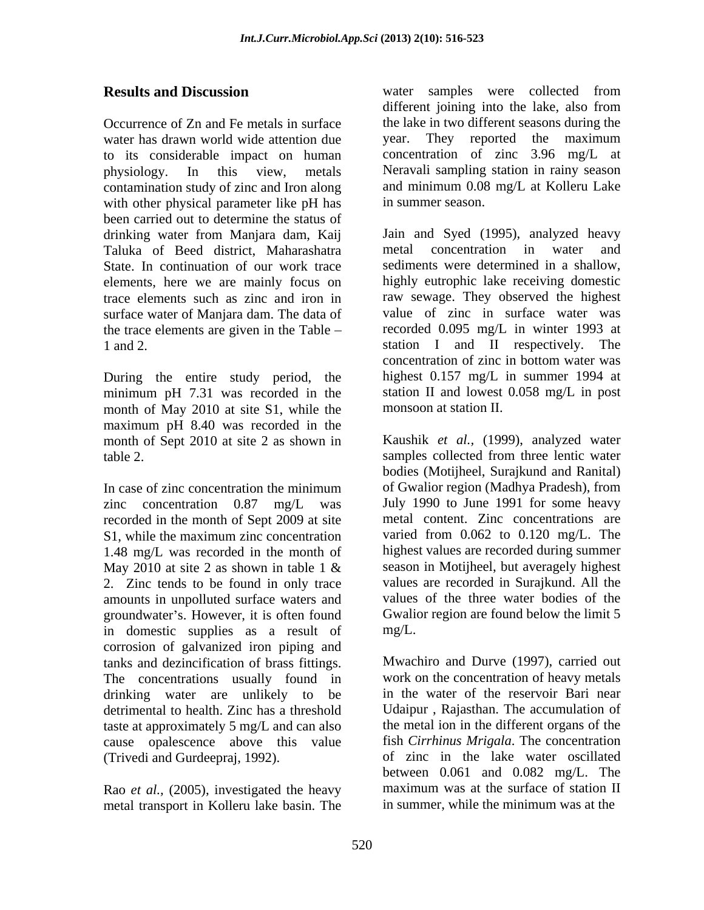## Results and Discussion

Occurrence of Zn and Fe metals in surface water has drawn world wide attention due to its considerable impact on human physiology. In this view, metals contamination study of zinc and Iron along with other physical parameter like pH has been carried out to determine the status of drinking water from Manjara dam, Kaij Taluka of Beed district, Maharashatra State. In continuation of our work trace elements, here we are mainly focus on trace elements such as zinc and iron in surface water of Manjara dam. The data of the trace elements are given in the Table – 1 and 2.

During the entire study period, the minimum pH 7.31 was recorded in the month of May 2010 at site S1, while the maximum pH 8.40 was recorded in the month of Sept 2010 at site 2 as shown in table 2.

In case of zinc concentration the minimum zinc concentration 0.87 mg/L was recorded in the month of Sept 2009 at site S1, while the maximum zinc concentration 1.48 mg/L was recorded in the month of May 2010 at site 2 as shown in table 1 & 2. Zinc tends to be found in only trace amounts in unpolluted surface waters and groundwater's. However, it is often found in domestic supplies as a result of corrosion of galvanized iron piping and tanks and dezincification of brass fittings. The concentrations usually found in drinking water are unlikely to be detrimental to health. Zinc has a threshold taste at approximately 5 mg/L and can also cause opalescence above this value (Trivedi and Gurdeepraj, 1992).

Rao *et al.,* (2005), investigated the heavy metal transport in Kolleru lake basin. The water samples were collected from different joining into the lake, also from the lake in two different seasons during the year. They reported the maximum concentration of zinc 3.96 mg/L at Neravali sampling station in rainy season and minimum 0.08 mg/L at Kolleru Lake in summer season.

Jain and Syed (1995), analyzed heavy metal concentration in water and sediments were determined in a shallow, highly eutrophic lake receiving domestic raw sewage. They observed the highest value of zinc in surface water was recorded 0.095 mg/L in winter 1993 at station I and II respectively. The concentration of zinc in bottom water was highest 0.157 mg/L in summer 1994 at station II and lowest 0.058 mg/L in post monsoon at station II.

Kaushik *et al.,* (1999), analyzed water samples collected from three lentic water bodies (Motijheel, Surajkund and Ranital) of Gwalior region (Madhya Pradesh), from July 1990 to June 1991 for some heavy metal content. Zinc concentrations are varied from 0.062 to 0.120 mg/L. The highest values are recorded during summer season in Motijheel, but averagely highest values are recorded in Surajkund. All the values of the three water bodies of the Gwalior region are found below the limit 5 mg/L.

Mwachiro and Durve (1997), carried out work on the concentration of heavy metals in the water of the reservoir Bari near Udaipur , Rajasthan. The accumulation of the metal ion in the different organs of the fish *Cirrhinus Mrigala*. The concentration of zinc in the lake water oscillated between 0.061 and 0.082 mg/L. The maximum was at the surface of station II in summer, while the minimum was at the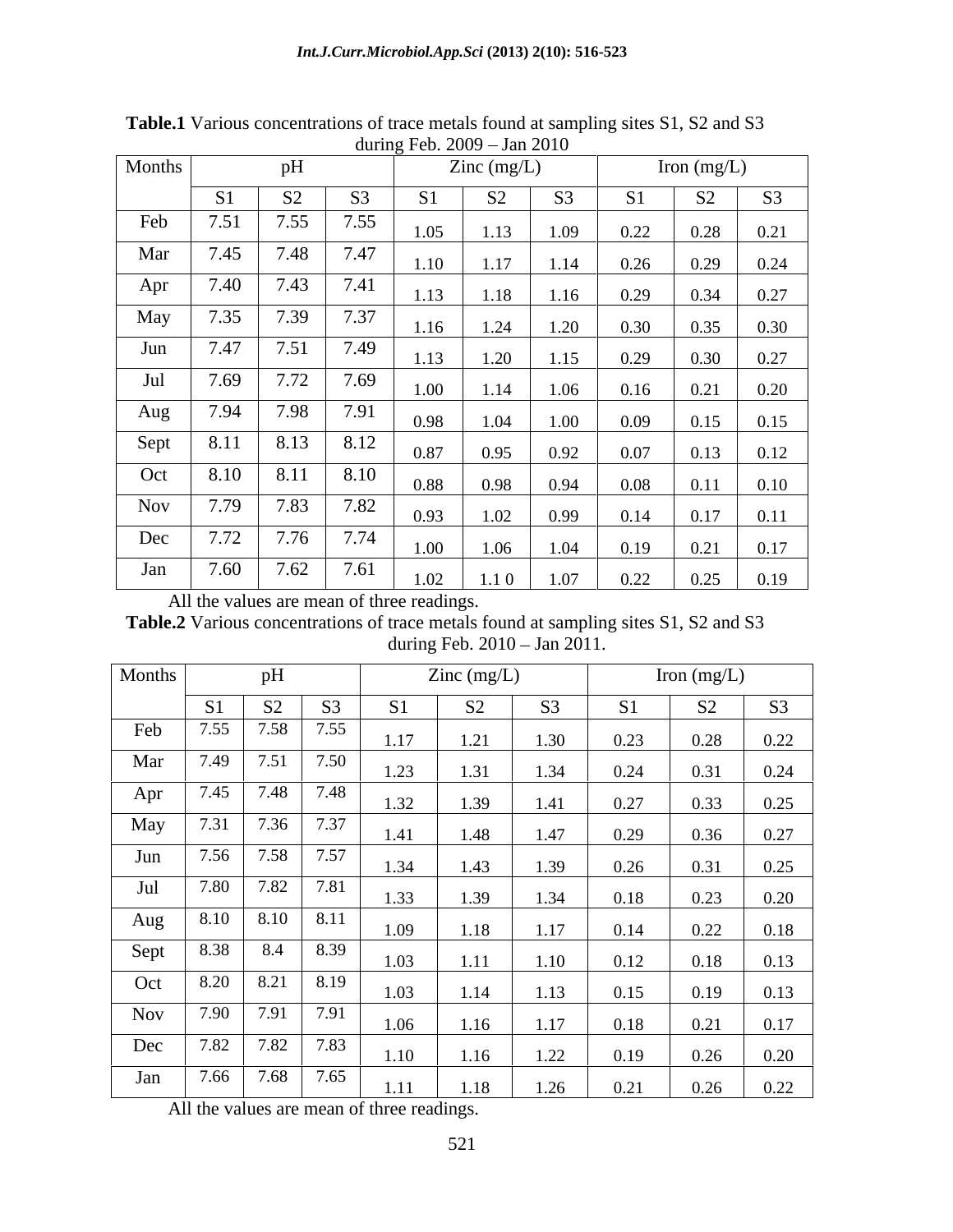**Table.1** Various concentrations of trace metals found at sampling sites S1, S2 and S3 during Feb. 2009 – Jan 2010

| Months | pH | | | Zinc (mg/L) | | | Iron (mg/L) | | |
|---|---|---|---|---|---|---|---|---|---|
| | S1 | S2 | S3 | S1 | S2 | S3 | S1 | S2 | S3 |
| Feb | 7.51 | 7.55 | 7.55 | 1.05 | 1.13 | 1.09 | 0.22 | 0.28 | 0.21 |
| Mar | 7.45 | 7.48 | 7.47 | 1.10 | 1.17 | 1.14 | 0.26 | 0.29 | 0.24 |
| Apr | 7.40 | 7.43 | 7.41 | 1.13 | 1.18 | 1.16 | 0.29 | 0.34 | 0.27 |
| May | 7.35 | 7.39 | 7.37 | 1.16 | 1.24 | 1.20 | 0.30 | 0.35 | 0.30 |
| Jun | 7.47 | 7.51 | 7.49 | 1.13 | 1.20 | 1.15 | 0.29 | 0.30 | 0.27 |
| Jul | 7.69 | 7.72 | 7.69 | 1.00 | 1.14 | 1.06 | 0.16 | 0.21 | 0.20 |
| Aug | 7.94 | 7.98 | 7.91 | 0.98 | 1.04 | 1.00 | 0.09 | 0.15 | 0.15 |
| Sept | 8.11 | 8.13 | 8.12 | 0.87 | 0.95 | 0.92 | 0.07 | 0.13 | 0.12 |
| Oct | 8.10 | 8.11 | 8.10 | 0.88 | 0.98 | 0.94 | 0.08 | 0.11 | 0.10 |
| Nov | 7.79 | 7.83 | 7.82 | 0.93 | 1.02 | 0.99 | 0.14 | 0.17 | 0.11 |
| Dec | 7.72 | 7.76 | 7.74 | 1.00 | 1.06 | 1.04 | 0.19 | 0.21 | 0.17 |
| Jan | 7.60 | 7.62 | 7.61 | 1.02 | 1.1 0 | 1.07 | 0.22 | 0.25 | 0.19 |

All the values are mean of three readings.

**Table.2** Various concentrations of trace metals found at sampling sites S1, S2 and S3 during Feb. 2010 – Jan 2011.

| Months | pH | | | Zinc (mg/L) | | | Iron (mg/L) | | |
|---|---|---|---|---|---|---|---|---|---|
| | S1 | S2 | S3 | S1 | S2 | S3 | S1 | S2 | S3 |
| Feb | 7.55 | 7.58 | 7.55 | 1.17 | 1.21 | 1.30 | 0.23 | 0.28 | 0.22 |
| Mar | 7.49 | 7.51 | 7.50 | 1.23 | 1.31 | 1.34 | 0.24 | 0.31 | 0.24 |
| Apr | 7.45 | 7.48 | 7.48 | 1.32 | 1.39 | 1.41 | 0.27 | 0.33 | 0.25 |
| May | 7.31 | 7.36 | 7.37 | 1.41 | 1.48 | 1.47 | 0.29 | 0.36 | 0.27 |
| Jun | 7.56 | 7.58 | 7.57 | 1.34 | 1.43 | 1.39 | 0.26 | 0.31 | 0.25 |
| Jul | 7.80 | 7.82 | 7.81 | 1.33 | 1.39 | 1.34 | 0.18 | 0.23 | 0.20 |
| Aug | 8.10 | 8.10 | 8.11 | 1.09 | 1.18 | 1.17 | 0.14 | 0.22 | 0.18 |
| Sept | 8.38 | 8.4 | 8.39 | 1.03 | 1.11 | 1.10 | 0.12 | 0.18 | 0.13 |
| Oct | 8.20 | 8.21 | 8.19 | 1.03 | 1.14 | 1.13 | 0.15 | 0.19 | 0.13 |
| Nov | 7.90 | 7.91 | 7.91 | 1.06 | 1.16 | 1.17 | 0.18 | 0.21 | 0.17 |
| Dec | 7.82 | 7.82 | 7.83 | 1.10 | 1.16 | 1.22 | 0.19 | 0.26 | 0.20 |
| Jan | 7.66 | 7.68 | 7.65 | 1.11 | 1.18 | 1.26 | 0.21 | 0.26 | 0.22 |

All the values are mean of three readings.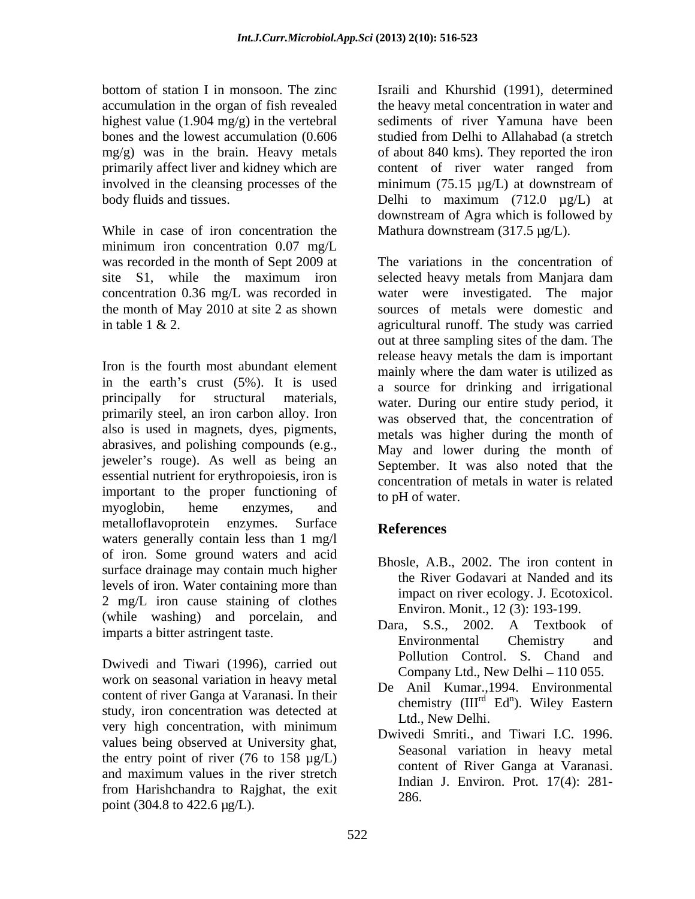bottom of station I in monsoon. The zinc accumulation in the organ of fish revealed highest value (1.904 mg/g) in the vertebral bones and the lowest accumulation (0.606 mg/g) was in the brain. Heavy metals primarily affect liver and kidney which are involved in the cleansing processes of the body fluids and tissues.

While in case of iron concentration the minimum iron concentration 0.07 mg/L was recorded in the month of Sept 2009 at site S1, while the maximum iron concentration 0.36 mg/L was recorded in the month of May 2010 at site 2 as shown in table 1 & 2.

Iron is the fourth most abundant element in the earth's crust (5%). It is used principally for structural materials, primarily steel, an iron carbon alloy. Iron also is used in magnets, dyes, pigments, abrasives, and polishing compounds (e.g., jeweler's rouge). As well as being an essential nutrient for erythropoiesis, iron is important to the proper functioning of myoglobin, heme enzymes, and metalloflavoprotein enzymes. Surface waters generally contain less than 1 mg/l of iron. Some ground waters and acid surface drainage may contain much higher levels of iron. Water containing more than 2 mg/L iron cause staining of clothes (while washing) and porcelain, and imparts a bitter astringent taste.

Dwivedi and Tiwari (1996), carried out work on seasonal variation in heavy metal content of river Ganga at Varanasi. In their study, iron concentration was detected at very high concentration, with minimum values being observed at University ghat, the entry point of river (76 to 158 µg/L) and maximum values in the river stretch from Harishchandra to Rajghat, the exit point (304.8 to 422.6 µg/L).

Israili and Khurshid (1991), determined the heavy metal concentration in water and sediments of river Yamuna have been studied from Delhi to Allahabad (a stretch of about 840 kms). They reported the iron content of river water ranged from minimum (75.15 µg/L) at downstream of Delhi to maximum (712.0 µg/L) at downstream of Agra which is followed by Mathura downstream (317.5 µg/L).

The variations in the concentration of selected heavy metals from Manjara dam water were investigated. The major sources of metals were domestic and agricultural runoff. The study was carried out at three sampling sites of the dam. The release heavy metals the dam is important mainly where the dam water is utilized as a source for drinking and irrigational water. During our entire study period, it was observed that, the concentration of metals was higher during the month of May and lower during the month of September. It was also noted that the concentration of metals in water is related to pH of water.

## References

- Bhosle, A.B., 2002. The iron content in the River Godavari at Nanded and its impact on river ecology. J. Ecotoxicol. Environ. Monit., 12 (3): 193-199.
- Dara, S.S., 2002. A Textbook of Environmental Chemistry and Pollution Control. S. Chand and Company Ltd., New Delhi – 110 055.
- De Anil Kumar.,1994. Environmental chemistry (III$^{rd}$ Ed$^{n}$). Wiley Eastern Ltd., New Delhi.
- Dwivedi Smriti., and Tiwari I.C. 1996. Seasonal variation in heavy metal content of River Ganga at Varanasi. Indian J. Environ. Prot. 17(4): 281-286.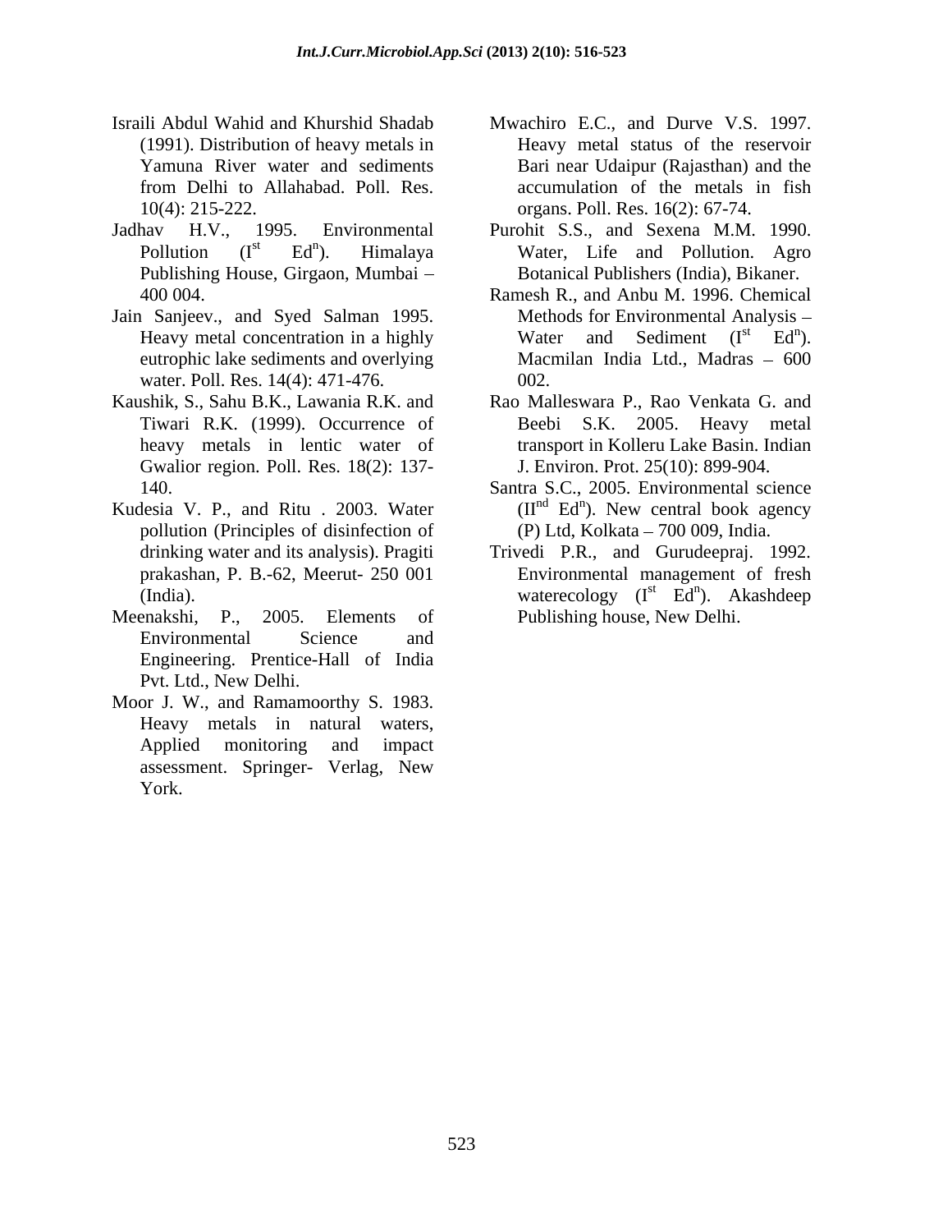Israili Abdul Wahid and Khurshid Shadab (1991). Distribution of heavy metals in Yamuna River water and sediments from Delhi to Allahabad. Poll. Res. 10(4): 215-222.

Jadhav H.V., 1995. Environmental Pollution (I$^{st}$ Ed$^{n}$). Himalaya Publishing House, Girgaon, Mumbai – 400 004.

Jain Sanjeev., and Syed Salman 1995. Heavy metal concentration in a highly eutrophic lake sediments and overlying water. Poll. Res. 14(4): 471-476.

Kaushik, S., Sahu B.K., Lawania R.K. and Tiwari R.K. (1999). Occurrence of heavy metals in lentic water of Gwalior region. Poll. Res. 18(2): 137-140.

Kudesia V. P., and Ritu . 2003. Water pollution (Principles of disinfection of drinking water and its analysis). Pragiti prakashan, P. B.-62, Meerut- 250 001 (India).

Meenakshi, P., 2005. Elements of Environmental Science and Engineering. Prentice-Hall of India Pvt. Ltd., New Delhi.

Moor J. W., and Ramamoorthy S. 1983. Heavy metals in natural waters, Applied monitoring and impact assessment. Springer- Verlag, New York.

Mwachiro E.C., and Durve V.S. 1997. Heavy metal status of the reservoir Bari near Udaipur (Rajasthan) and the accumulation of the metals in fish organs. Poll. Res. 16(2): 67-74.

Purohit S.S., and Sexena M.M. 1990. Water, Life and Pollution. Agro Botanical Publishers (India), Bikaner.

Ramesh R., and Anbu M. 1996. Chemical Methods for Environmental Analysis – Water and Sediment (I$^{st}$ Ed$^{n}$). Macmilan India Ltd., Madras – 600 002.

Rao Malleswara P., Rao Venkata G. and Beebi S.K. 2005. Heavy metal transport in Kolleru Lake Basin. Indian J. Environ. Prot. 25(10): 899-904.

Santra S.C., 2005. Environmental science (II$^{nd}$ Ed$^{n}$). New central book agency (P) Ltd, Kolkata – 700 009, India.

Trivedi P.R., and Gurudeepraj. 1992. Environmental management of fresh waterecology (I$^{st}$ Ed$^{n}$). Akashdeep Publishing house, New Delhi.